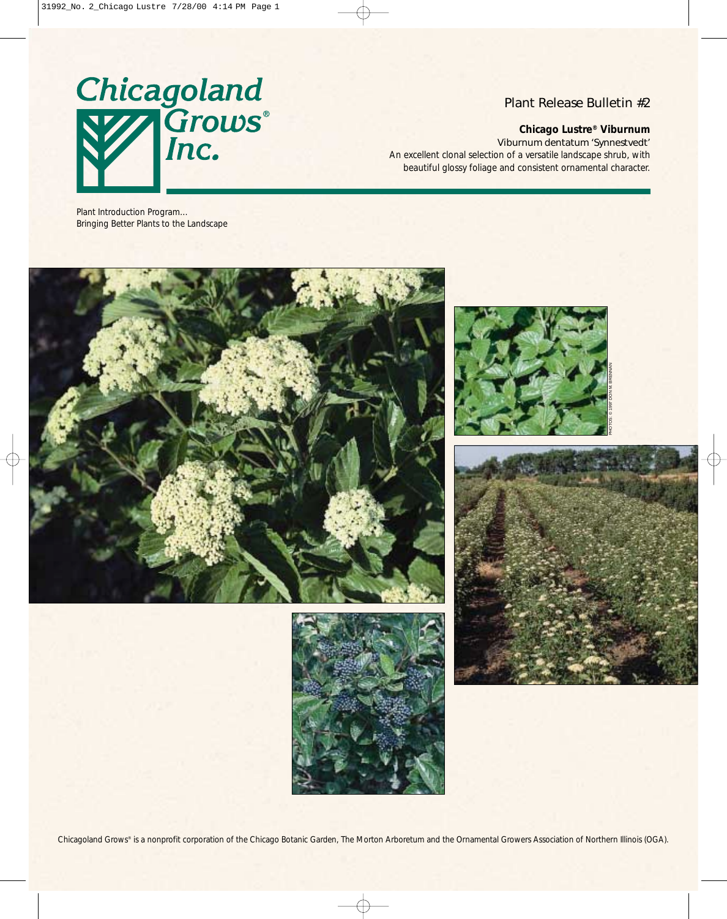# Chicagoland Grows® Inc.

Plant Introduction Program...
Bringing Better Plants to the Landscape

## Plant Release Bulletin #2

**Chicago Lustre® Viburnum**

*Viburnum dentatum* 'Synnestvedt'

An excellent clonal selection of a versatile landscape shrub, with beautiful glossy foliage and consistent ornamental character.

PHOTOS: © 1997 DON M. BRENNAN

Chicagoland Grows® is a nonprofit corporation of the Chicago Botanic Garden, The Morton Arboretum and the Ornamental Growers Association of Northern Illinois (OGA).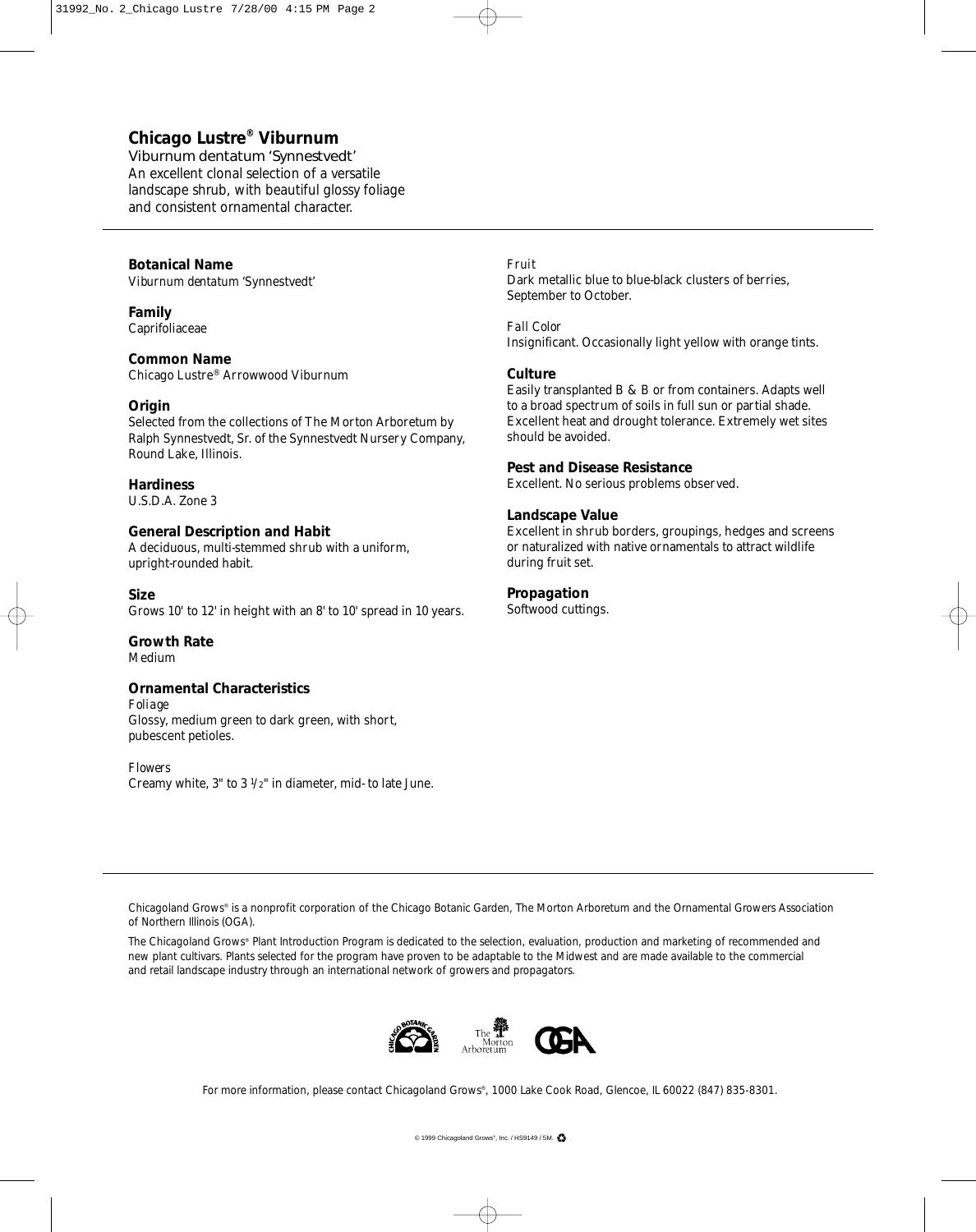# Chicago Lustre® Viburnum

*Viburnum dentatum* 'Synnestvedt'
*An excellent clonal selection of a versatile landscape shrub, with beautiful glossy foliage and consistent ornamental character.*

**Botanical Name**
*Viburnum dentatum* 'Synnestvedt'

**Family**
Caprifoliaceae

**Common Name**
Chicago Lustre® Arrowwood Viburnum

**Origin**
Selected from the collections of The Morton Arboretum by Ralph Synnestvedt, Sr. of the Synnestvedt Nursery Company, Round Lake, Illinois.

**Hardiness**
U.S.D.A. Zone 3

**General Description and Habit**
A deciduous, multi-stemmed shrub with a uniform, upright-rounded habit.

**Size**
Grows 10' to 12' in height with an 8' to 10' spread in 10 years.

**Growth Rate**
Medium

**Ornamental Characteristics**

*Foliage*
Glossy, medium green to dark green, with short, pubescent petioles.

*Flowers*
Creamy white, 3" to 3 1/2" in diameter, mid- to late June.

*Fruit*
Dark metallic blue to blue-black clusters of berries, September to October.

*Fall Color*
Insignificant. Occasionally light yellow with orange tints.

**Culture**
Easily transplanted B & B or from containers. Adapts well to a broad spectrum of soils in full sun or partial shade. Excellent heat and drought tolerance. Extremely wet sites should be avoided.

**Pest and Disease Resistance**
Excellent. No serious problems observed.

**Landscape Value**
Excellent in shrub borders, groupings, hedges and screens or naturalized with native ornamentals to attract wildlife during fruit set.

**Propagation**
Softwood cuttings.

---

Chicagoland Grows® is a nonprofit corporation of the Chicago Botanic Garden, The Morton Arboretum and the Ornamental Growers Association of Northern Illinois (OGA).

The Chicagoland Grows® Plant Introduction Program is dedicated to the selection, evaluation, production and marketing of recommended and new plant cultivars. Plants selected for the program have proven to be adaptable to the Midwest and are made available to the commercial and retail landscape industry through an international network of growers and propagators.

For more information, please contact Chicagoland Grows®, 1000 Lake Cook Road, Glencoe, IL 60022 (847) 835-8301.

© 1999 Chicagoland Grows®, Inc. / HS9149 / 5M.